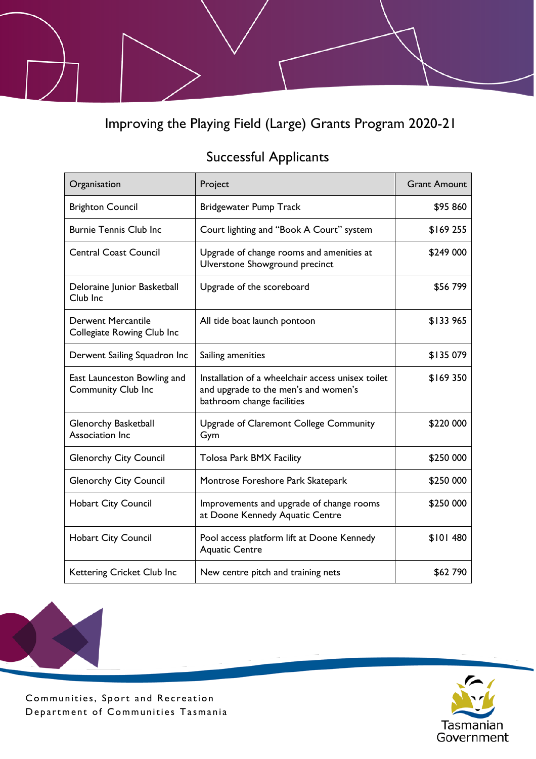# Improving the Playing Field (Large) Grants Program 2020-21

## Successful Applicants

| Organisation | Project | Grant Amount |
|---|---|---|
| Brighton Council | Bridgewater Pump Track | $95 860 |
| Burnie Tennis Club Inc | Court lighting and "Book A Court" system | $169 255 |
| Central Coast Council | Upgrade of change rooms and amenities at Ulverstone Showground precinct | $249 000 |
| Deloraine Junior Basketball Club Inc | Upgrade of the scoreboard | $56 799 |
| Derwent Mercantile Collegiate Rowing Club Inc | All tide boat launch pontoon | $133 965 |
| Derwent Sailing Squadron Inc | Sailing amenities | $135 079 |
| East Launceston Bowling and Community Club Inc | Installation of a wheelchair access unisex toilet and upgrade to the men's and women's bathroom change facilities | $169 350 |
| Glenorchy Basketball Association Inc | Upgrade of Claremont College Community Gym | $220 000 |
| Glenorchy City Council | Tolosa Park BMX Facility | $250 000 |
| Glenorchy City Council | Montrose Foreshore Park Skatepark | $250 000 |
| Hobart City Council | Improvements and upgrade of change rooms at Doone Kennedy Aquatic Centre | $250 000 |
| Hobart City Council | Pool access platform lift at Doone Kennedy Aquatic Centre | $101 480 |
| Kettering Cricket Club Inc | New centre pitch and training nets | $62 790 |

Communities, Sport and Recreation
Department of Communities Tasmania

Tasmanian Government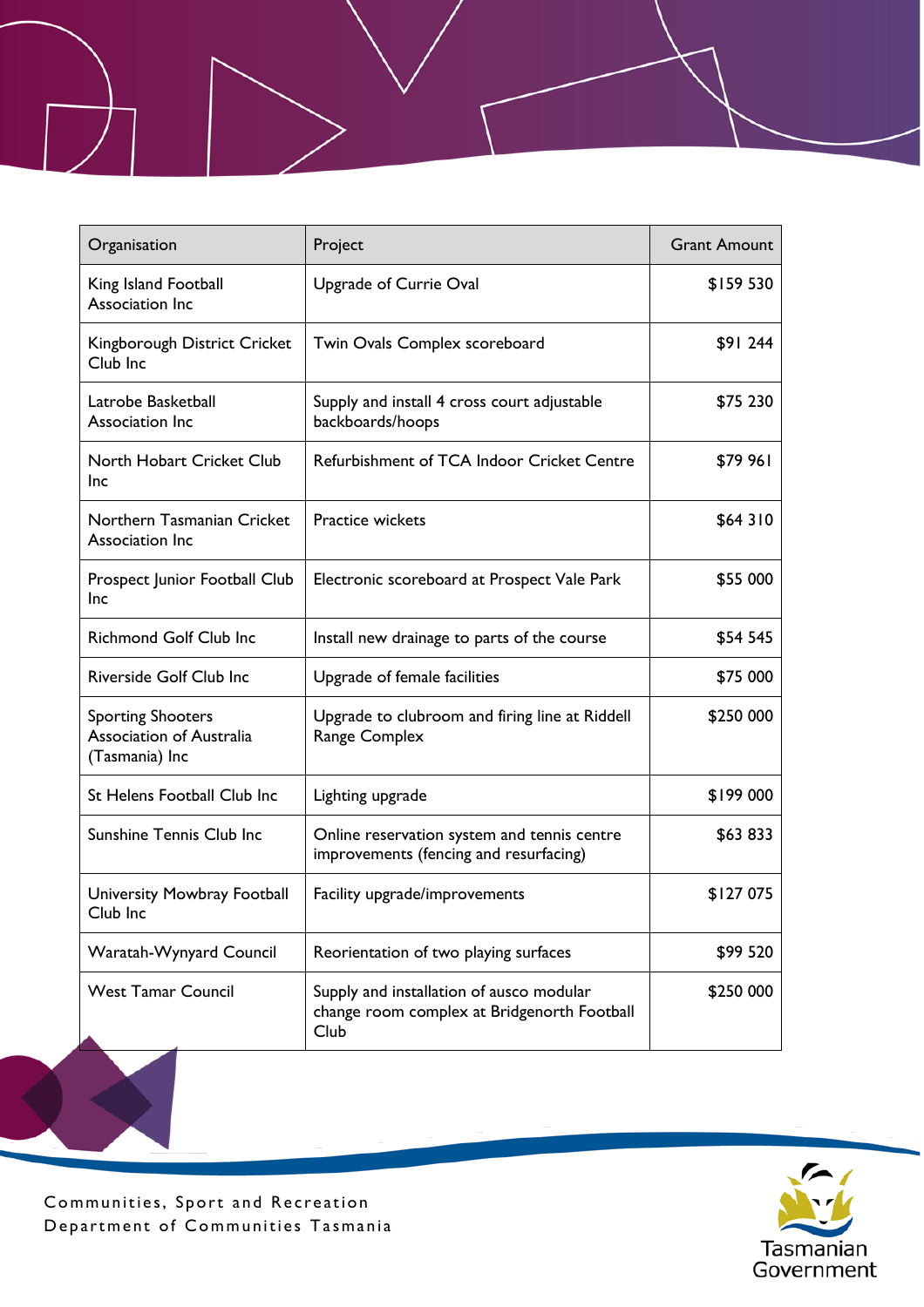| Organisation | Project | Grant Amount |
|---|---|---|
| King Island Football Association Inc | Upgrade of Currie Oval | $159 530 |
| Kingborough District Cricket Club Inc | Twin Ovals Complex scoreboard | $91 244 |
| Latrobe Basketball Association Inc | Supply and install 4 cross court adjustable backboards/hoops | $75 230 |
| North Hobart Cricket Club Inc | Refurbishment of TCA Indoor Cricket Centre | $79 961 |
| Northern Tasmanian Cricket Association Inc | Practice wickets | $64 310 |
| Prospect Junior Football Club Inc | Electronic scoreboard at Prospect Vale Park | $55 000 |
| Richmond Golf Club Inc | Install new drainage to parts of the course | $54 545 |
| Riverside Golf Club Inc | Upgrade of female facilities | $75 000 |
| Sporting Shooters Association of Australia (Tasmania) Inc | Upgrade to clubroom and firing line at Riddell Range Complex | $250 000 |
| St Helens Football Club Inc | Lighting upgrade | $199 000 |
| Sunshine Tennis Club Inc | Online reservation system and tennis centre improvements (fencing and resurfacing) | $63 833 |
| University Mowbray Football Club Inc | Facility upgrade/improvements | $127 075 |
| Waratah-Wynyard Council | Reorientation of two playing surfaces | $99 520 |
| West Tamar Council | Supply and installation of ausco modular change room complex at Bridgenorth Football Club | $250 000 |

Communities, Sport and Recreation
Department of Communities Tasmania

Tasmanian Government